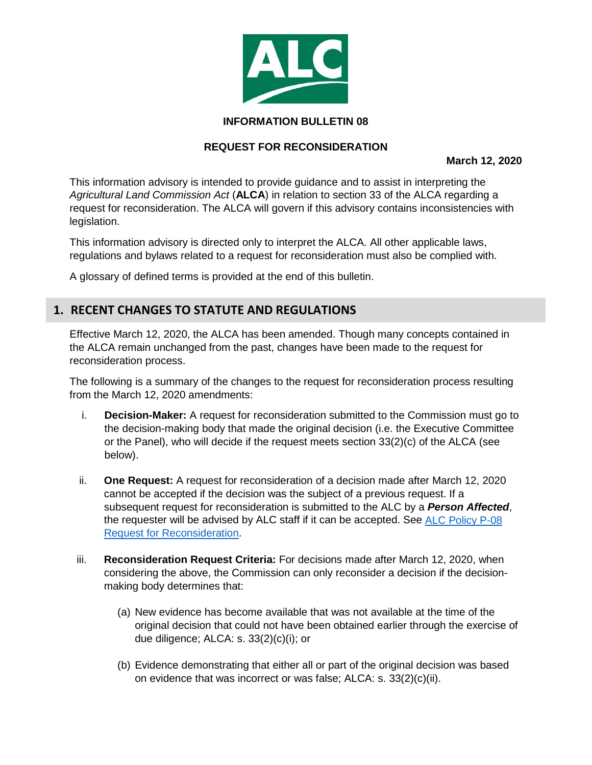**INFORMATION BULLETIN 08**

**REQUEST FOR RECONSIDERATION**

**March 12, 2020**

This information advisory is intended to provide guidance and to assist in interpreting the *Agricultural Land Commission Act* (**ALCA**) in relation to section 33 of the ALCA regarding a request for reconsideration. The ALCA will govern if this advisory contains inconsistencies with legislation.

This information advisory is directed only to interpret the ALCA. All other applicable laws, regulations and bylaws related to a request for reconsideration must also be complied with.

A glossary of defined terms is provided at the end of this bulletin.

## 1. RECENT CHANGES TO STATUTE AND REGULATIONS

Effective March 12, 2020, the ALCA has been amended. Though many concepts contained in the ALCA remain unchanged from the past, changes have been made to the request for reconsideration process.

The following is a summary of the changes to the request for reconsideration process resulting from the March 12, 2020 amendments:

i. **Decision-Maker:** A request for reconsideration submitted to the Commission must go to the decision-making body that made the original decision (i.e. the Executive Committee or the Panel), who will decide if the request meets section 33(2)(c) of the ALCA (see below).

ii. **One Request:** A request for reconsideration of a decision made after March 12, 2020 cannot be accepted if the decision was the subject of a previous request. If a subsequent request for reconsideration is submitted to the ALC by a ***Person Affected***, the requester will be advised by ALC staff if it can be accepted. See ALC Policy P-08 Request for Reconsideration.

iii. **Reconsideration Request Criteria:** For decisions made after March 12, 2020, when considering the above, the Commission can only reconsider a decision if the decision-making body determines that:

   (a) New evidence has become available that was not available at the time of the original decision that could not have been obtained earlier through the exercise of due diligence; ALCA: s. 33(2)(c)(i); or

   (b) Evidence demonstrating that either all or part of the original decision was based on evidence that was incorrect or was false; ALCA: s. 33(2)(c)(ii).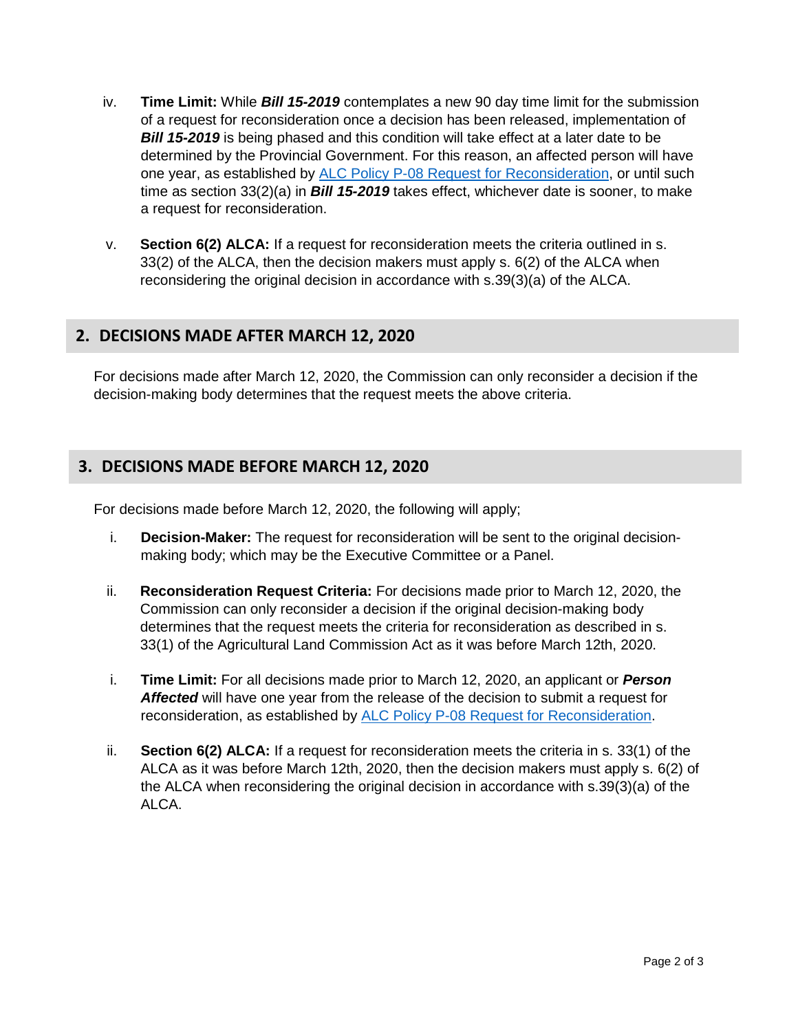iv. **Time Limit:** While ***Bill 15-2019*** contemplates a new 90 day time limit for the submission of a request for reconsideration once a decision has been released, implementation of ***Bill 15-2019*** is being phased and this condition will take effect at a later date to be determined by the Provincial Government. For this reason, an affected person will have one year, as established by [ALC Policy P-08 Request for Reconsideration](), or until such time as section 33(2)(a) in ***Bill 15-2019*** takes effect, whichever date is sooner, to make a request for reconsideration.

v. **Section 6(2) ALCA:** If a request for reconsideration meets the criteria outlined in s. 33(2) of the ALCA, then the decision makers must apply s. 6(2) of the ALCA when reconsidering the original decision in accordance with s.39(3)(a) of the ALCA.

## 2. DECISIONS MADE AFTER MARCH 12, 2020

For decisions made after March 12, 2020, the Commission can only reconsider a decision if the decision-making body determines that the request meets the above criteria.

## 3. DECISIONS MADE BEFORE MARCH 12, 2020

For decisions made before March 12, 2020, the following will apply;

i. **Decision-Maker:** The request for reconsideration will be sent to the original decision-making body; which may be the Executive Committee or a Panel.

ii. **Reconsideration Request Criteria:** For decisions made prior to March 12, 2020, the Commission can only reconsider a decision if the original decision-making body determines that the request meets the criteria for reconsideration as described in s. 33(1) of the Agricultural Land Commission Act as it was before March 12th, 2020.

i. **Time Limit:** For all decisions made prior to March 12, 2020, an applicant or ***Person Affected*** will have one year from the release of the decision to submit a request for reconsideration, as established by [ALC Policy P-08 Request for Reconsideration]().

ii. **Section 6(2) ALCA:** If a request for reconsideration meets the criteria in s. 33(1) of the ALCA as it was before March 12th, 2020, then the decision makers must apply s. 6(2) of the ALCA when reconsidering the original decision in accordance with s.39(3)(a) of the ALCA.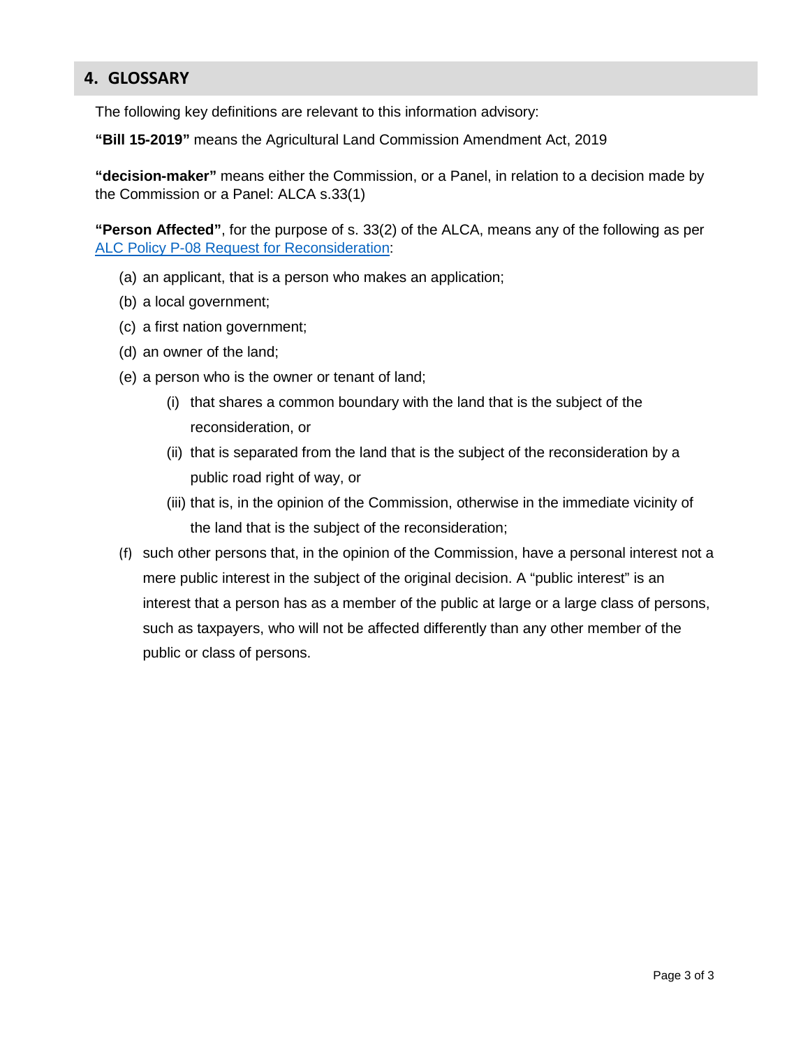## 4. GLOSSARY

The following key definitions are relevant to this information advisory:

**"Bill 15-2019"** means the Agricultural Land Commission Amendment Act, 2019

**"decision-maker"** means either the Commission, or a Panel, in relation to a decision made by the Commission or a Panel: ALCA s.33(1)

**"Person Affected"**, for the purpose of s. 33(2) of the ALCA, means any of the following as per ALC Policy P-08 Request for Reconsideration:

(a) an applicant, that is a person who makes an application;

(b) a local government;

(c) a first nation government;

(d) an owner of the land;

(e) a person who is the owner or tenant of land;

 (i) that shares a common boundary with the land that is the subject of the reconsideration, or

 (ii) that is separated from the land that is the subject of the reconsideration by a public road right of way, or

 (iii) that is, in the opinion of the Commission, otherwise in the immediate vicinity of the land that is the subject of the reconsideration;

(f) such other persons that, in the opinion of the Commission, have a personal interest not a mere public interest in the subject of the original decision. A "public interest" is an interest that a person has as a member of the public at large or a large class of persons, such as taxpayers, who will not be affected differently than any other member of the public or class of persons.